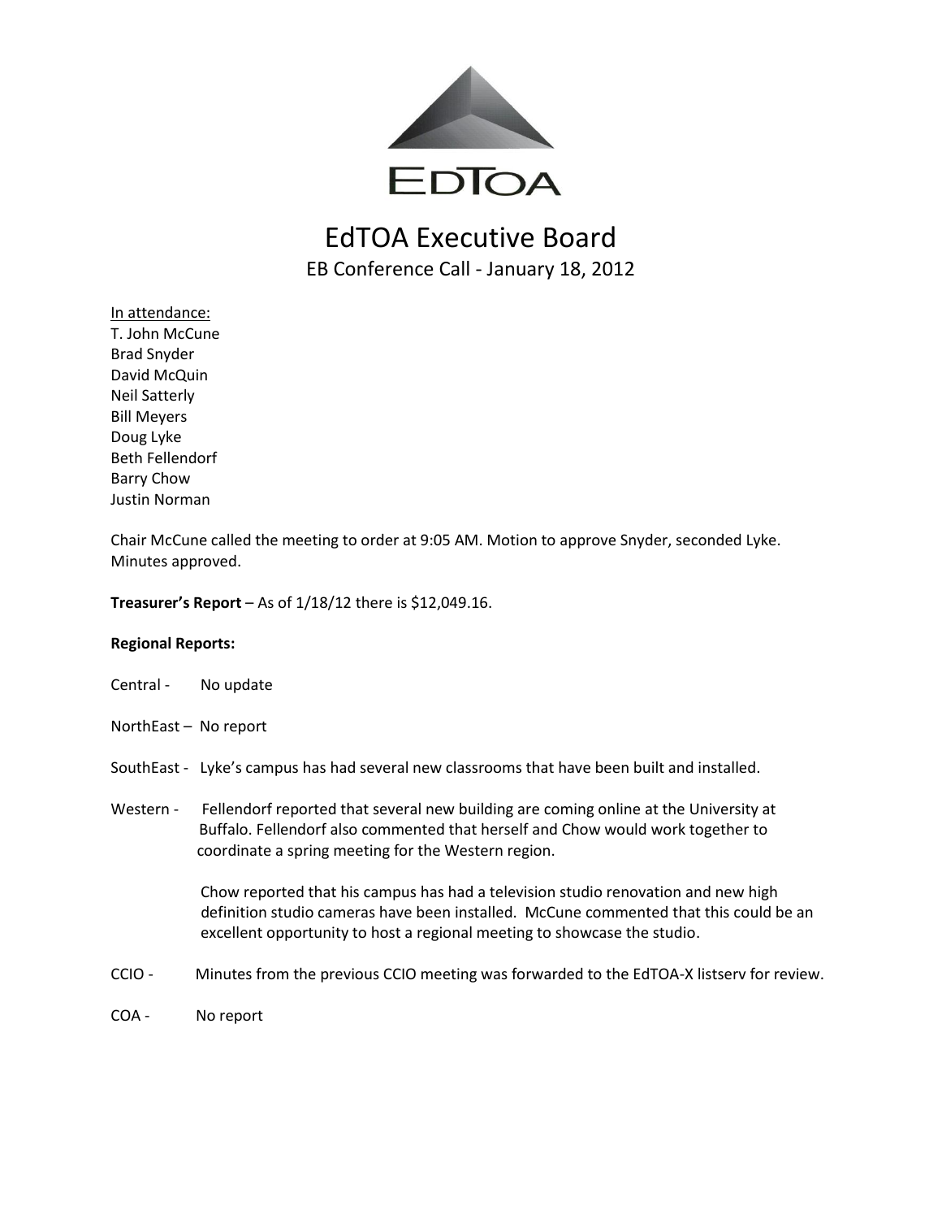EDTOA

# EdTOA Executive Board

EB Conference Call - January 18, 2012

In attendance:
T. John McCune
Brad Snyder
David McQuin
Neil Satterly
Bill Meyers
Doug Lyke
Beth Fellendorf
Barry Chow
Justin Norman

Chair McCune called the meeting to order at 9:05 AM. Motion to approve Snyder, seconded Lyke. Minutes approved.

**Treasurer's Report** – As of 1/18/12 there is $12,049.16.

**Regional Reports:**

Central - No update

NorthEast – No report

SouthEast - Lyke's campus has had several new classrooms that have been built and installed.

Western - Fellendorf reported that several new building are coming online at the University at Buffalo. Fellendorf also commented that herself and Chow would work together to coordinate a spring meeting for the Western region.

Chow reported that his campus has had a television studio renovation and new high definition studio cameras have been installed. McCune commented that this could be an excellent opportunity to host a regional meeting to showcase the studio.

CCIO - Minutes from the previous CCIO meeting was forwarded to the EdTOA-X listserv for review.

COA - No report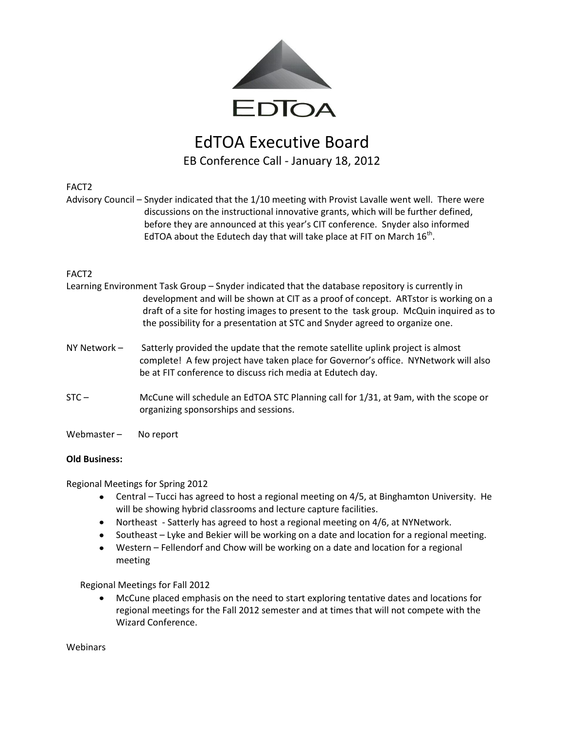EDTOA

# EdTOA Executive Board

## EB Conference Call - January 18, 2012

FACT2

Advisory Council – Snyder indicated that the 1/10 meeting with Provist Lavalle went well. There were discussions on the instructional innovative grants, which will be further defined, before they are announced at this year's CIT conference. Snyder also informed EdTOA about the Edutech day that will take place at FIT on March 16th.

FACT2

Learning Environment Task Group – Snyder indicated that the database repository is currently in development and will be shown at CIT as a proof of concept. ARTstor is working on a draft of a site for hosting images to present to the task group. McQuin inquired as to the possibility for a presentation at STC and Snyder agreed to organize one.

NY Network – Satterly provided the update that the remote satellite uplink project is almost complete! A few project have taken place for Governor's office. NYNetwork will also be at FIT conference to discuss rich media at Edutech day.

STC – McCune will schedule an EdTOA STC Planning call for 1/31, at 9am, with the scope or organizing sponsorships and sessions.

Webmaster – No report

**Old Business:**

Regional Meetings for Spring 2012

- Central – Tucci has agreed to host a regional meeting on 4/5, at Binghamton University. He will be showing hybrid classrooms and lecture capture facilities.
- Northeast - Satterly has agreed to host a regional meeting on 4/6, at NYNetwork.
- Southeast – Lyke and Bekier will be working on a date and location for a regional meeting.
- Western – Fellendorf and Chow will be working on a date and location for a regional meeting

Regional Meetings for Fall 2012

- McCune placed emphasis on the need to start exploring tentative dates and locations for regional meetings for the Fall 2012 semester and at times that will not compete with the Wizard Conference.

Webinars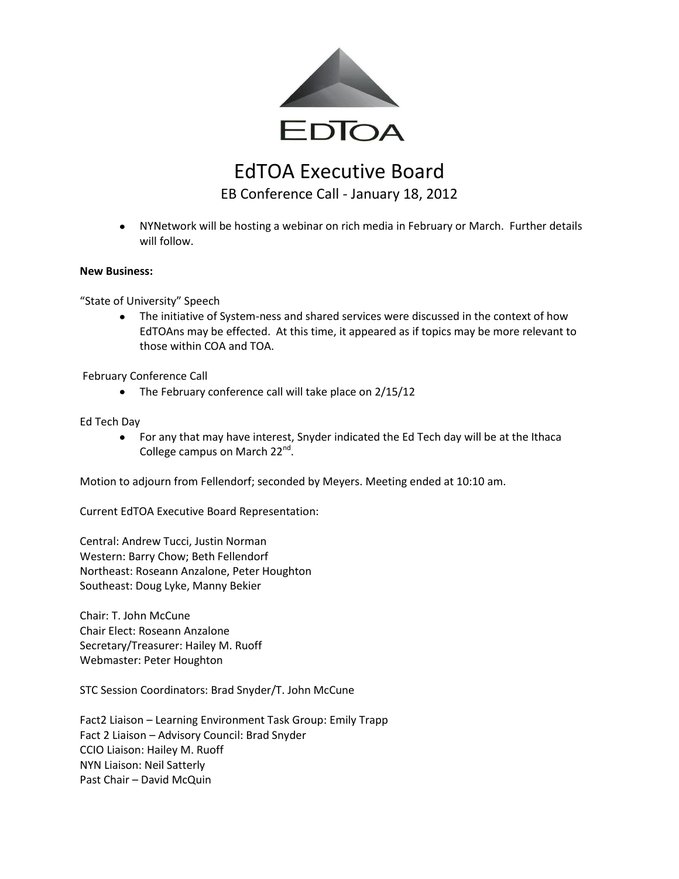# EdTOA Executive Board

EB Conference Call - January 18, 2012

- NYNetwork will be hosting a webinar on rich media in February or March. Further details will follow.

**New Business:**

"State of University" Speech

- The initiative of System-ness and shared services were discussed in the context of how EdTOAns may be effected. At this time, it appeared as if topics may be more relevant to those within COA and TOA.

February Conference Call

- The February conference call will take place on 2/15/12

Ed Tech Day

- For any that may have interest, Snyder indicated the Ed Tech day will be at the Ithaca College campus on March 22nd.

Motion to adjourn from Fellendorf; seconded by Meyers. Meeting ended at 10:10 am.

Current EdTOA Executive Board Representation:

Central: Andrew Tucci, Justin Norman
Western: Barry Chow; Beth Fellendorf
Northeast: Roseann Anzalone, Peter Houghton
Southeast: Doug Lyke, Manny Bekier

Chair: T. John McCune
Chair Elect: Roseann Anzalone
Secretary/Treasurer: Hailey M. Ruoff
Webmaster: Peter Houghton

STC Session Coordinators: Brad Snyder/T. John McCune

Fact2 Liaison – Learning Environment Task Group: Emily Trapp
Fact 2 Liaison – Advisory Council: Brad Snyder
CCIO Liaison: Hailey M. Ruoff
NYN Liaison: Neil Satterly
Past Chair – David McQuin